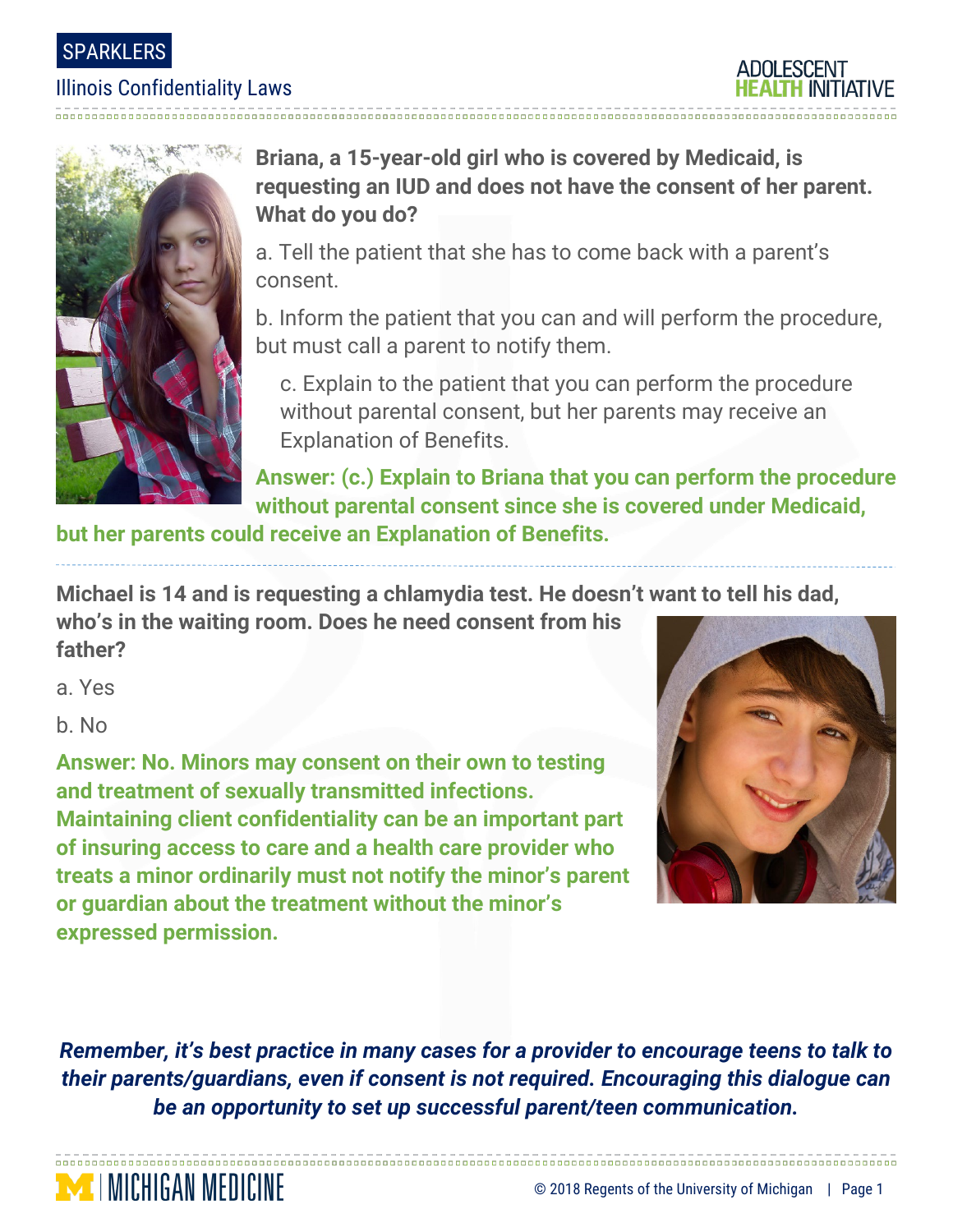SPARKLERS

# Illinois Confidentiality Laws

ADOLESCENT HEALTH INITIATIVE

**Briana, a 15-year-old girl who is covered by Medicaid, is requesting an IUD and does not have the consent of her parent. What do you do?**

a. Tell the patient that she has to come back with a parent's consent.

b. Inform the patient that you can and will perform the procedure, but must call a parent to notify them.

c. Explain to the patient that you can perform the procedure without parental consent, but her parents may receive an Explanation of Benefits.

**Answer: (c.) Explain to Briana that you can perform the procedure without parental consent since she is covered under Medicaid, but her parents could receive an Explanation of Benefits.**

---

**Michael is 14 and is requesting a chlamydia test. He doesn't want to tell his dad, who's in the waiting room. Does he need consent from his father?**

a. Yes

b. No

**Answer: No. Minors may consent on their own to testing and treatment of sexually transmitted infections. Maintaining client confidentiality can be an important part of insuring access to care and a health care provider who treats a minor ordinarily must not notify the minor's parent or guardian about the treatment without the minor's expressed permission.**

***Remember, it's best practice in many cases for a provider to encourage teens to talk to their parents/guardians, even if consent is not required. Encouraging this dialogue can be an opportunity to set up successful parent/teen communication.***

MICHIGAN MEDICINE

© 2018 Regents of the University of Michigan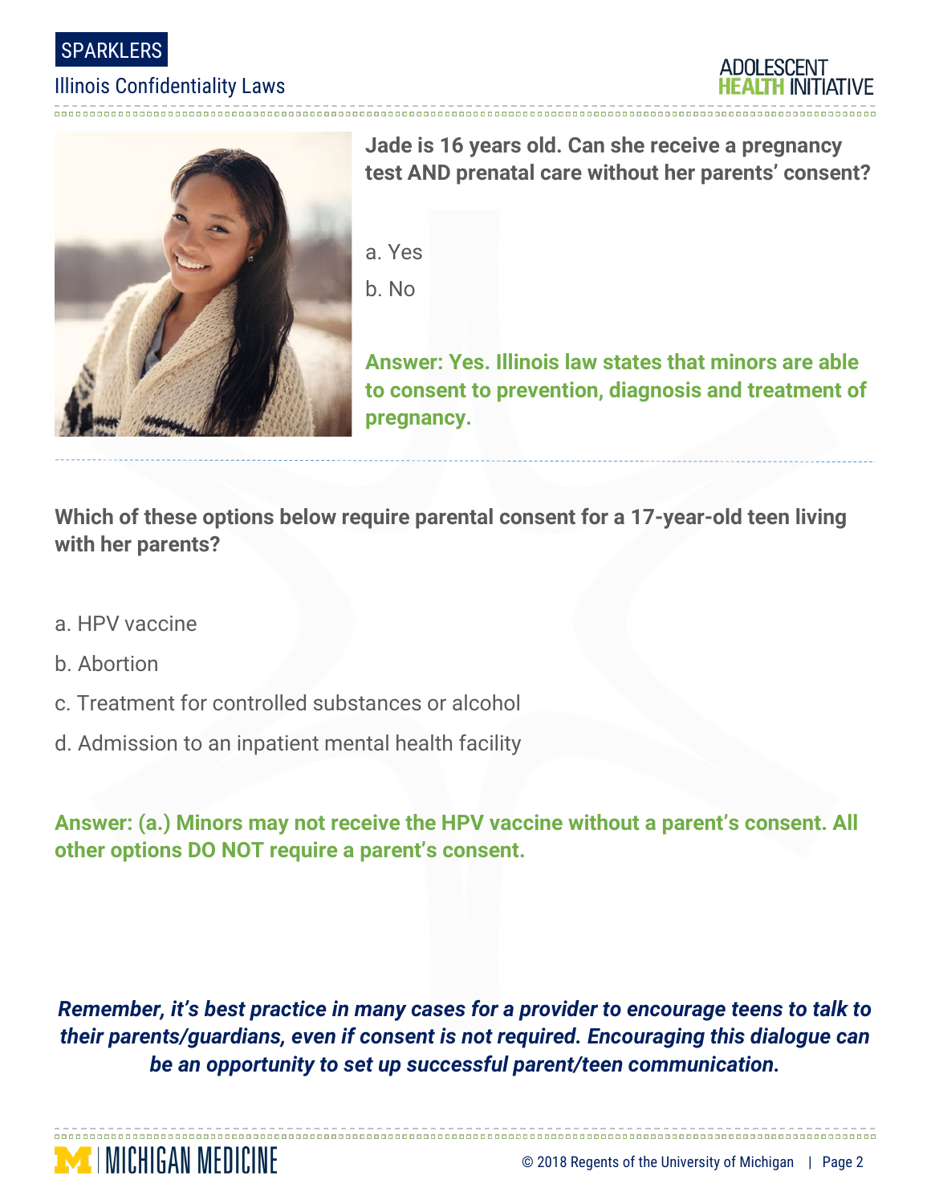**Jade is 16 years old. Can she receive a pregnancy test AND prenatal care without her parents' consent?**

a. Yes

b. No

**Answer: Yes. Illinois law states that minors are able to consent to prevention, diagnosis and treatment of pregnancy.**

**Which of these options below require parental consent for a 17-year-old teen living with her parents?**

a. HPV vaccine

b. Abortion

c. Treatment for controlled substances or alcohol

d. Admission to an inpatient mental health facility

**Answer: (a.) Minors may not receive the HPV vaccine without a parent's consent. All other options DO NOT require a parent's consent.**

***Remember, it's best practice in many cases for a provider to encourage teens to talk to their parents/guardians, even if consent is not required. Encouraging this dialogue can be an opportunity to set up successful parent/teen communication.***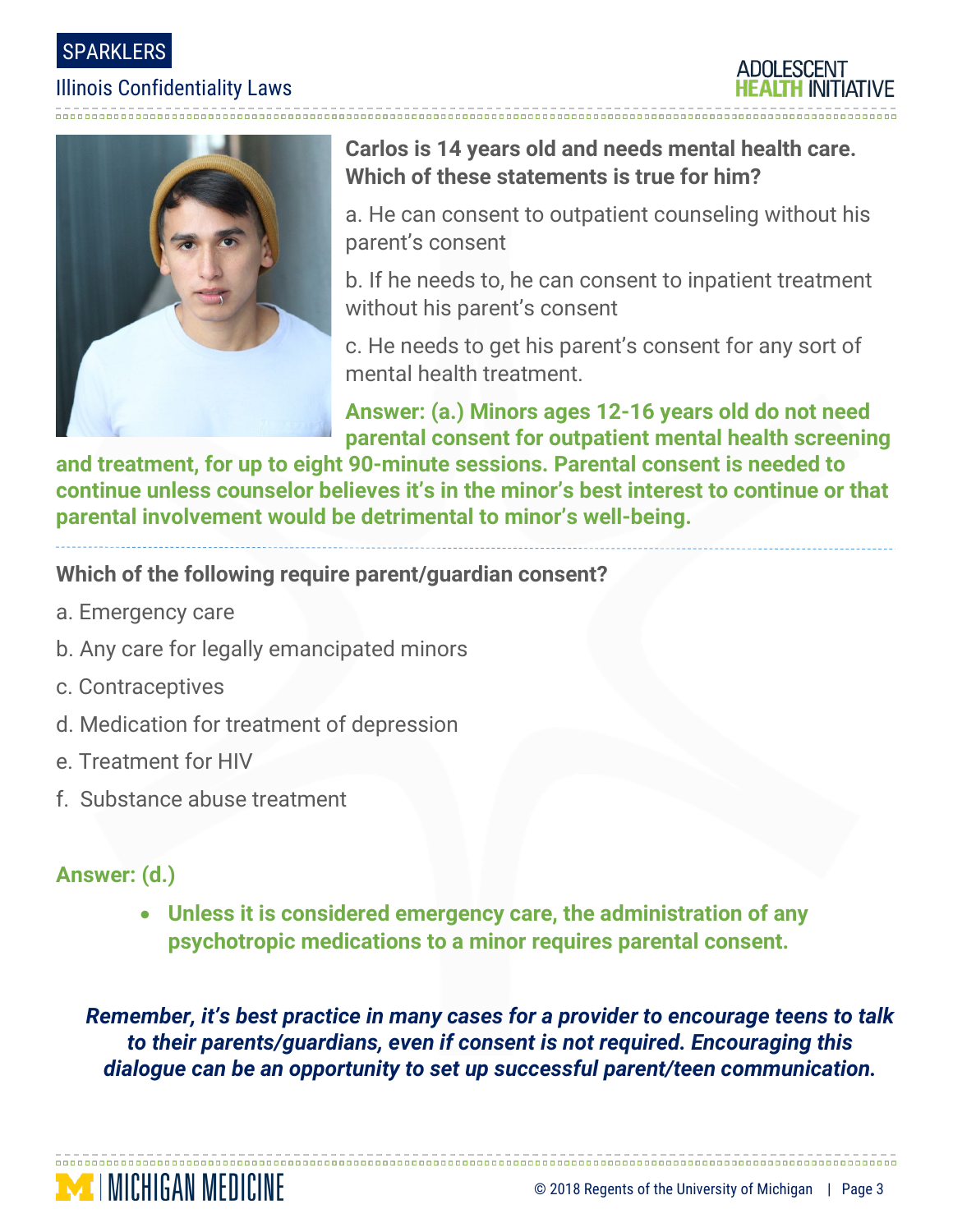**Carlos is 14 years old and needs mental health care. Which of these statements is true for him?**

a. He can consent to outpatient counseling without his parent's consent

b. If he needs to, he can consent to inpatient treatment without his parent's consent

c. He needs to get his parent's consent for any sort of mental health treatment.

**Answer: (a.) Minors ages 12-16 years old do not need parental consent for outpatient mental health screening and treatment, for up to eight 90-minute sessions. Parental consent is needed to continue unless counselor believes it's in the minor's best interest to continue or that parental involvement would be detrimental to minor's well-being.**

---

**Which of the following require parent/guardian consent?**

a. Emergency care

b. Any care for legally emancipated minors

c. Contraceptives

d. Medication for treatment of depression

e. Treatment for HIV

f. Substance abuse treatment

**Answer: (d.)**

- **Unless it is considered emergency care, the administration of any psychotropic medications to a minor requires parental consent.**

***Remember, it's best practice in many cases for a provider to encourage teens to talk to their parents/guardians, even if consent is not required. Encouraging this dialogue can be an opportunity to set up successful parent/teen communication.***